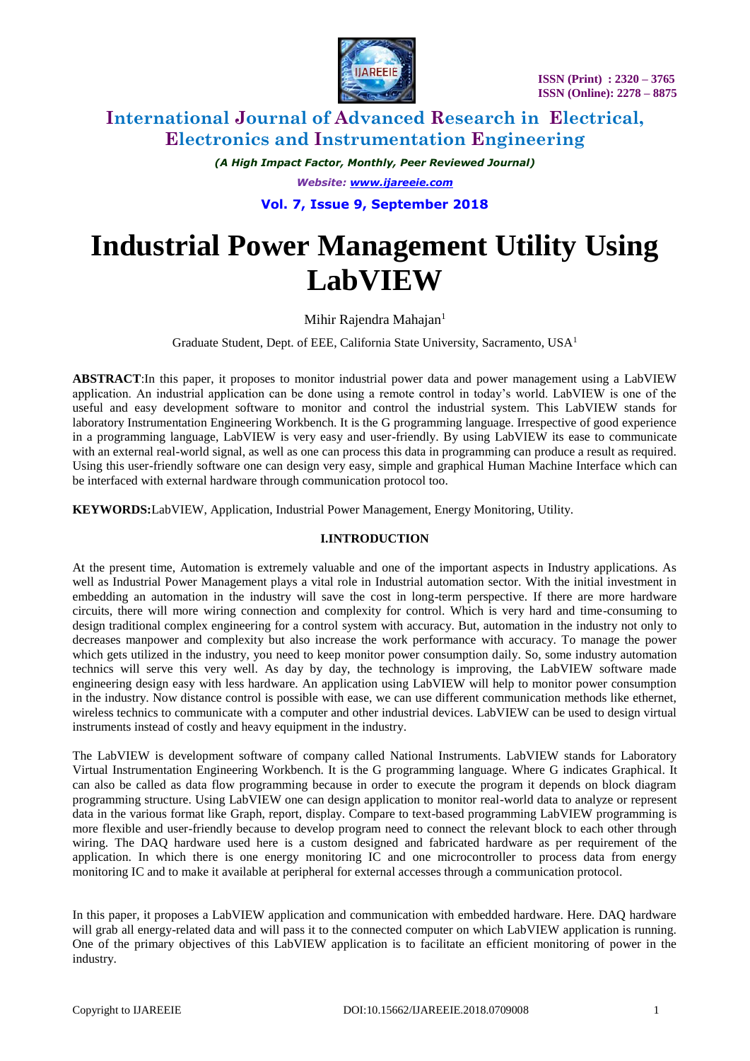# Industrial Power Management Utility Using LabVIEW

Mihir Rajendra Mahajan[1]

Graduate Student, Dept. of EEE, California State University, Sacramento, USA[1]

**ABSTRACT**:In this paper, it proposes to monitor industrial power data and power management using a LabVIEW application. An industrial application can be done using a remote control in today's world. LabVIEW is one of the useful and easy development software to monitor and control the industrial system. This LabVIEW stands for laboratory Instrumentation Engineering Workbench. It is the G programming language. Irrespective of good experience in a programming language, LabVIEW is very easy and user-friendly. By using LabVIEW its ease to communicate with an external real-world signal, as well as one can process this data in programming can produce a result as required. Using this user-friendly software one can design very easy, simple and graphical Human Machine Interface which can be interfaced with external hardware through communication protocol too.

**KEYWORDS:**LabVIEW, Application, Industrial Power Management, Energy Monitoring, Utility.

## I.INTRODUCTION

At the present time, Automation is extremely valuable and one of the important aspects in Industry applications. As well as Industrial Power Management plays a vital role in Industrial automation sector. With the initial investment in embedding an automation in the industry will save the cost in long-term perspective. If there are more hardware circuits, there will more wiring connection and complexity for control. Which is very hard and time-consuming to design traditional complex engineering for a control system with accuracy. But, automation in the industry not only to decreases manpower and complexity but also increase the work performance with accuracy. To manage the power which gets utilized in the industry, you need to keep monitor power consumption daily. So, some industry automation technics will serve this very well. As day by day, the technology is improving, the LabVIEW software made engineering design easy with less hardware. An application using LabVIEW will help to monitor power consumption in the industry. Now distance control is possible with ease, we can use different communication methods like ethernet, wireless technics to communicate with a computer and other industrial devices. LabVIEW can be used to design virtual instruments instead of costly and heavy equipment in the industry.

The LabVIEW is development software of company called National Instruments. LabVIEW stands for Laboratory Virtual Instrumentation Engineering Workbench. It is the G programming language. Where G indicates Graphical. It can also be called as data flow programming because in order to execute the program it depends on block diagram programming structure. Using LabVIEW one can design application to monitor real-world data to analyze or represent data in the various format like Graph, report, display. Compare to text-based programming LabVIEW programming is more flexible and user-friendly because to develop program need to connect the relevant block to each other through wiring. The DAQ hardware used here is a custom designed and fabricated hardware as per requirement of the application. In which there is one energy monitoring IC and one microcontroller to process data from energy monitoring IC and to make it available at peripheral for external accesses through a communication protocol.

In this paper, it proposes a LabVIEW application and communication with embedded hardware. Here. DAQ hardware will grab all energy-related data and will pass it to the connected computer on which LabVIEW application is running. One of the primary objectives of this LabVIEW application is to facilitate an efficient monitoring of power in the industry.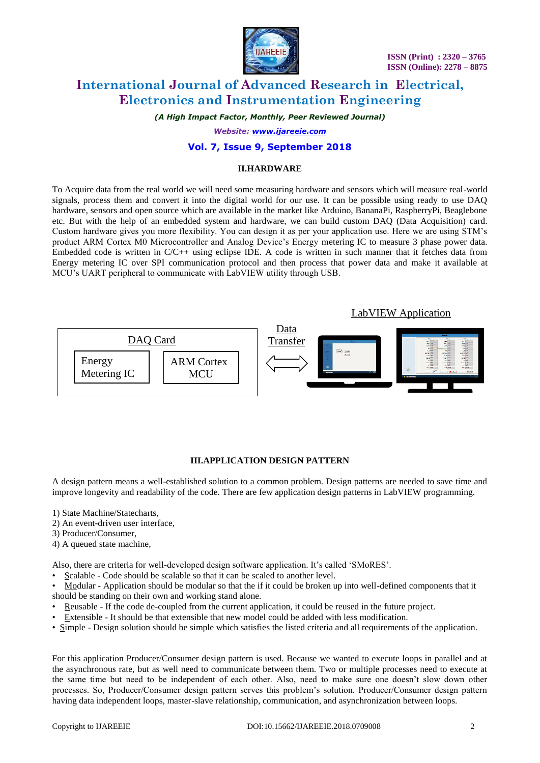## II.HARDWARE

To Acquire data from the real world we will need some measuring hardware and sensors which will measure real-world signals, process them and convert it into the digital world for our use. It can be possible using ready to use DAQ hardware, sensors and open source which are available in the market like Arduino, BananaPi, RaspberryPi, Beaglebone etc. But with the help of an embedded system and hardware, we can build custom DAQ (Data Acquisition) card. Custom hardware gives you more flexibility. You can design it as per your application use. Here we are using STM's product ARM Cortex M0 Microcontroller and Analog Device's Energy metering IC to measure 3 phase power data. Embedded code is written in C/C++ using eclipse IDE. A code is written in such manner that it fetches data from Energy metering IC over SPI communication protocol and then process that power data and make it available at MCU's UART peripheral to communicate with LabVIEW utility through USB.

DAQ Card

Energy Metering IC

ARM Cortex MCU

Data Transfer

LabVIEW Application

## III.APPLICATION DESIGN PATTERN

A design pattern means a well-established solution to a common problem. Design patterns are needed to save time and improve longevity and readability of the code. There are few application design patterns in LabVIEW programming.

1) State Machine/Statecharts,
2) An event-driven user interface,
3) Producer/Consumer,
4) A queued state machine,

Also, there are criteria for well-developed design software application. It's called 'SMoRES'.

- Scalable - Code should be scalable so that it can be scaled to another level.
- Modular - Application should be modular so that the if it could be broken up into well-defined components that it should be standing on their own and working stand alone.
- Reusable - If the code de-coupled from the current application, it could be reused in the future project.
- Extensible - It should be that extensible that new model could be added with less modification.
- Simple - Design solution should be simple which satisfies the listed criteria and all requirements of the application.

For this application Producer/Consumer design pattern is used. Because we wanted to execute loops in parallel and at the asynchronous rate, but as well need to communicate between them. Two or multiple processes need to execute at the same time but need to be independent of each other. Also, need to make sure one doesn't slow down other processes. So, Producer/Consumer design pattern serves this problem's solution. Producer/Consumer design pattern having data independent loops, master-slave relationship, communication, and asynchronization between loops.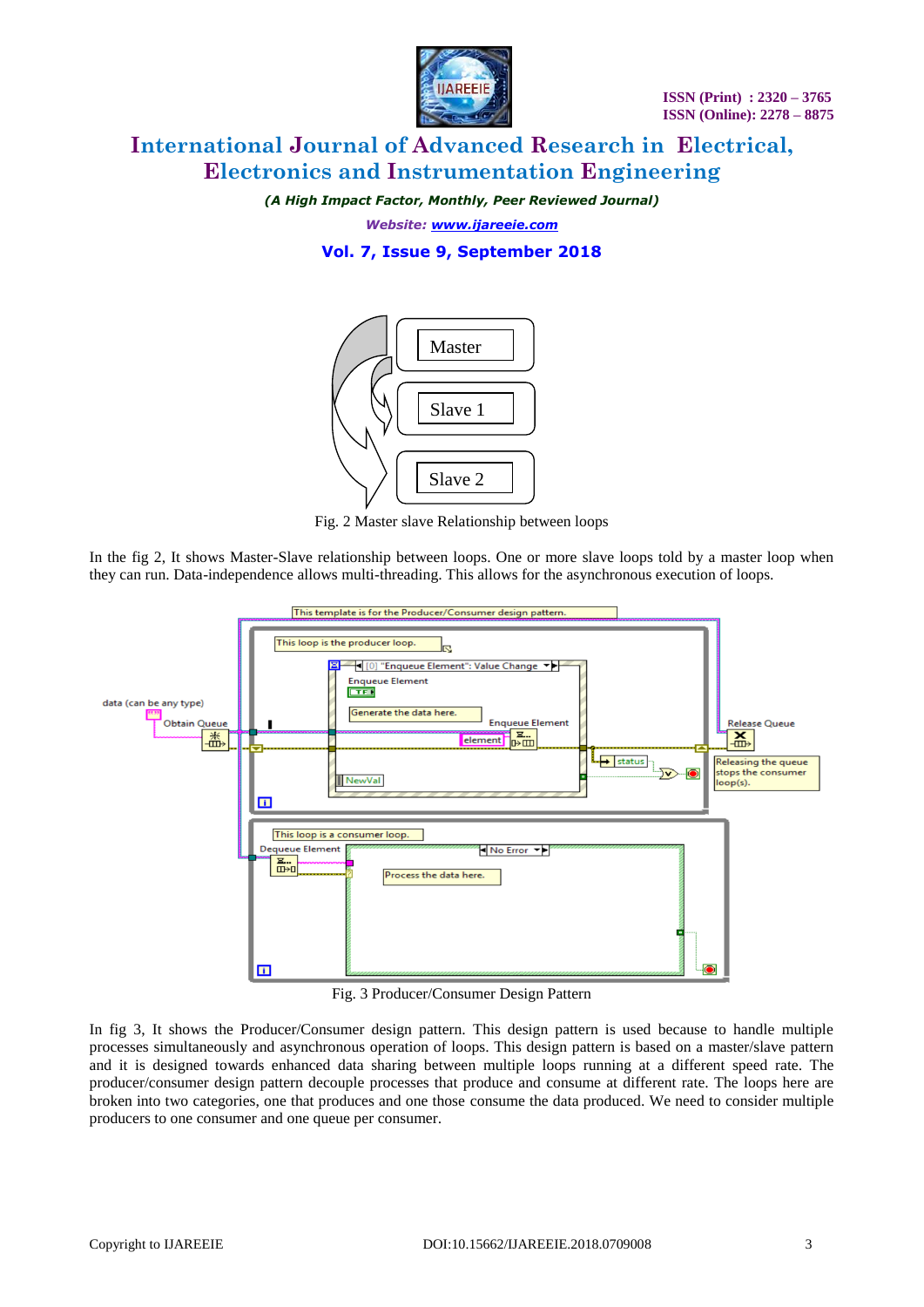Fig. 2 Master slave Relationship between loops

In the fig 2, It shows Master-Slave relationship between loops. One or more slave loops told by a master loop when they can run. Data-independence allows multi-threading. This allows for the asynchronous execution of loops.

Fig. 3 Producer/Consumer Design Pattern

In fig 3, It shows the Producer/Consumer design pattern. This design pattern is used because to handle multiple processes simultaneously and asynchronous operation of loops. This design pattern is based on a master/slave pattern and it is designed towards enhanced data sharing between multiple loops running at a different speed rate. The producer/consumer design pattern decouple processes that produce and consume at different rate. The loops here are broken into two categories, one that produces and one those consume the data produced. We need to consider multiple producers to one consumer and one queue per consumer.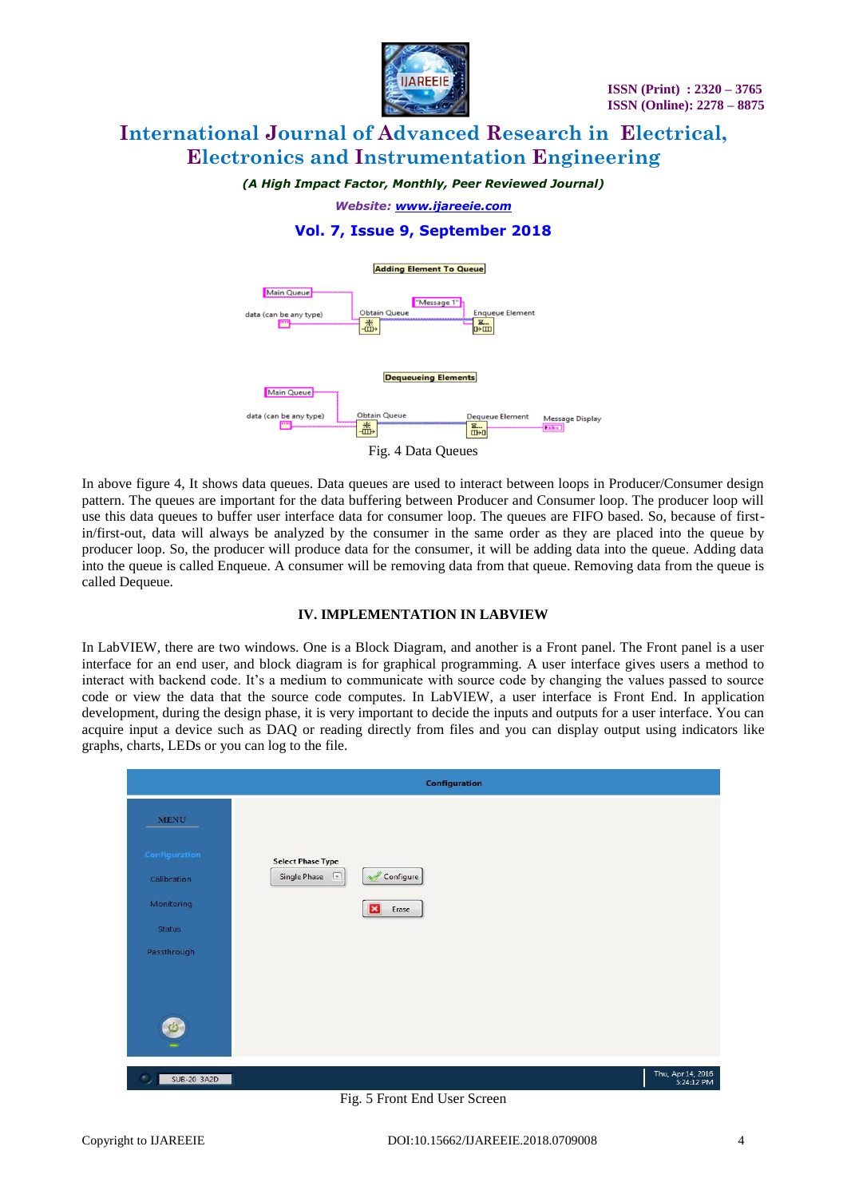Fig. 4 Data Queues

In above figure 4, It shows data queues. Data queues are used to interact between loops in Producer/Consumer design pattern. The queues are important for the data buffering between Producer and Consumer loop. The producer loop will use this data queues to buffer user interface data for consumer loop. The queues are FIFO based. So, because of first-in/first-out, data will always be analyzed by the consumer in the same order as they are placed into the queue by producer loop. So, the producer will produce data for the consumer, it will be adding data into the queue. Adding data into the queue is called Enqueue. A consumer will be removing data from that queue. Removing data from the queue is called Dequeue.

## IV. IMPLEMENTATION IN LABVIEW

In LabVIEW, there are two windows. One is a Block Diagram, and another is a Front panel. The Front panel is a user interface for an end user, and block diagram is for graphical programming. A user interface gives users a method to interact with backend code. It's a medium to communicate with source code by changing the values passed to source code or view the data that the source code computes. In LabVIEW, a user interface is Front End. In application development, during the design phase, it is very important to decide the inputs and outputs for a user interface. You can acquire input a device such as DAQ or reading directly from files and you can display output using indicators like graphs, charts, LEDs or you can log to the file.

Fig. 5 Front End User Screen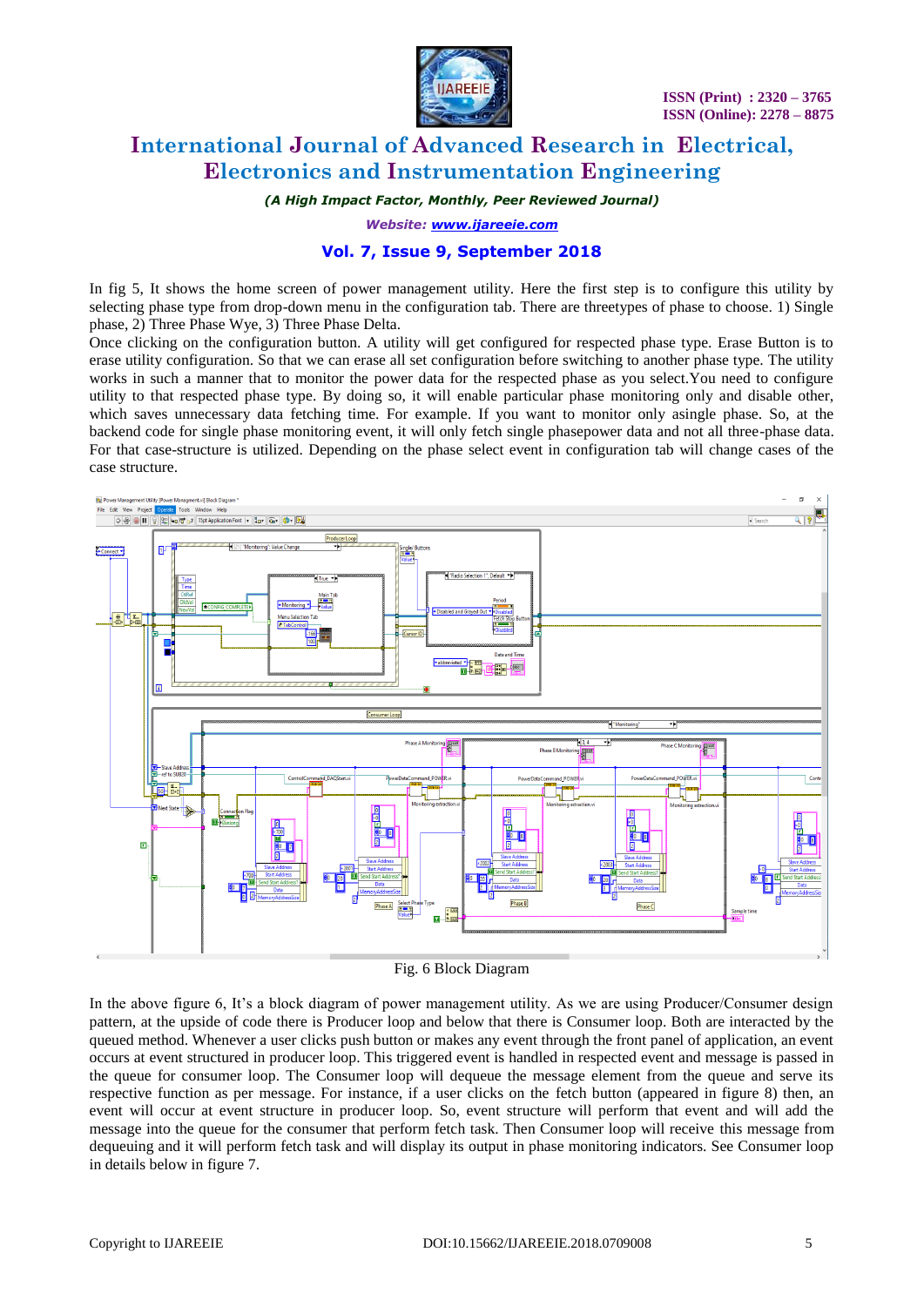In fig 5, It shows the home screen of power management utility. Here the first step is to configure this utility by selecting phase type from drop-down menu in the configuration tab. There are threetypes of phase to choose. 1) Single phase, 2) Three Phase Wye, 3) Three Phase Delta.

Once clicking on the configuration button. A utility will get configured for respected phase type. Erase Button is to erase utility configuration. So that we can erase all set configuration before switching to another phase type. The utility works in such a manner that to monitor the power data for the respected phase as you select.You need to configure utility to that respected phase type. By doing so, it will enable particular phase monitoring only and disable other, which saves unnecessary data fetching time. For example. If you want to monitor only asingle phase. So, at the backend code for single phase monitoring event, it will only fetch single phasepower data and not all three-phase data. For that case-structure is utilized. Depending on the phase select event in configuration tab will change cases of the case structure.

Fig. 6 Block Diagram

In the above figure 6, It's a block diagram of power management utility. As we are using Producer/Consumer design pattern, at the upside of code there is Producer loop and below that there is Consumer loop. Both are interacted by the queued method. Whenever a user clicks push button or makes any event through the front panel of application, an event occurs at event structured in producer loop. This triggered event is handled in respected event and message is passed in the queue for consumer loop. The Consumer loop will dequeue the message element from the queue and serve its respective function as per message. For instance, if a user clicks on the fetch button (appeared in figure 8) then, an event will occur at event structure in producer loop. So, event structure will perform that event and will add the message into the queue for the consumer that perform fetch task. Then Consumer loop will receive this message from dequeuing and it will perform fetch task and will display its output in phase monitoring indicators. See Consumer loop in details below in figure 7.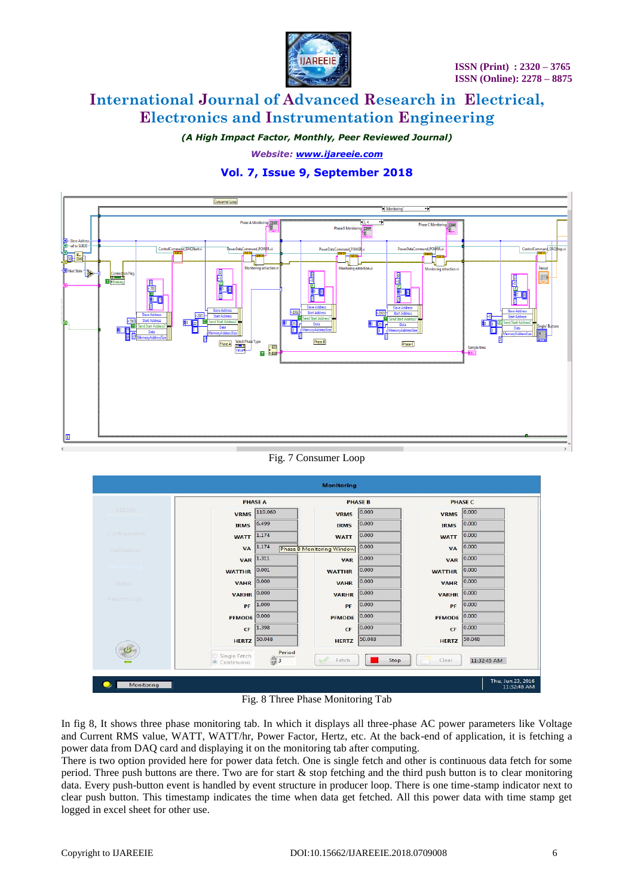Fig. 7 Consumer Loop

Fig. 8 Three Phase Monitoring Tab

In fig 8, It shows three phase monitoring tab. In which it displays all three-phase AC power parameters like Voltage and Current RMS value, WATT, WATT/hr, Power Factor, Hertz, etc. At the back-end of application, it is fetching a power data from DAQ card and displaying it on the monitoring tab after computing.

There is two option provided here for power data fetch. One is single fetch and other is continuous data fetch for some period. Three push buttons are there. Two are for start & stop fetching and the third push button is to clear monitoring data. Every push-button event is handled by event structure in producer loop. There is one time-stamp indicator next to clear push button. This timestamp indicates the time when data get fetched. All this power data with time stamp get logged in excel sheet for other use.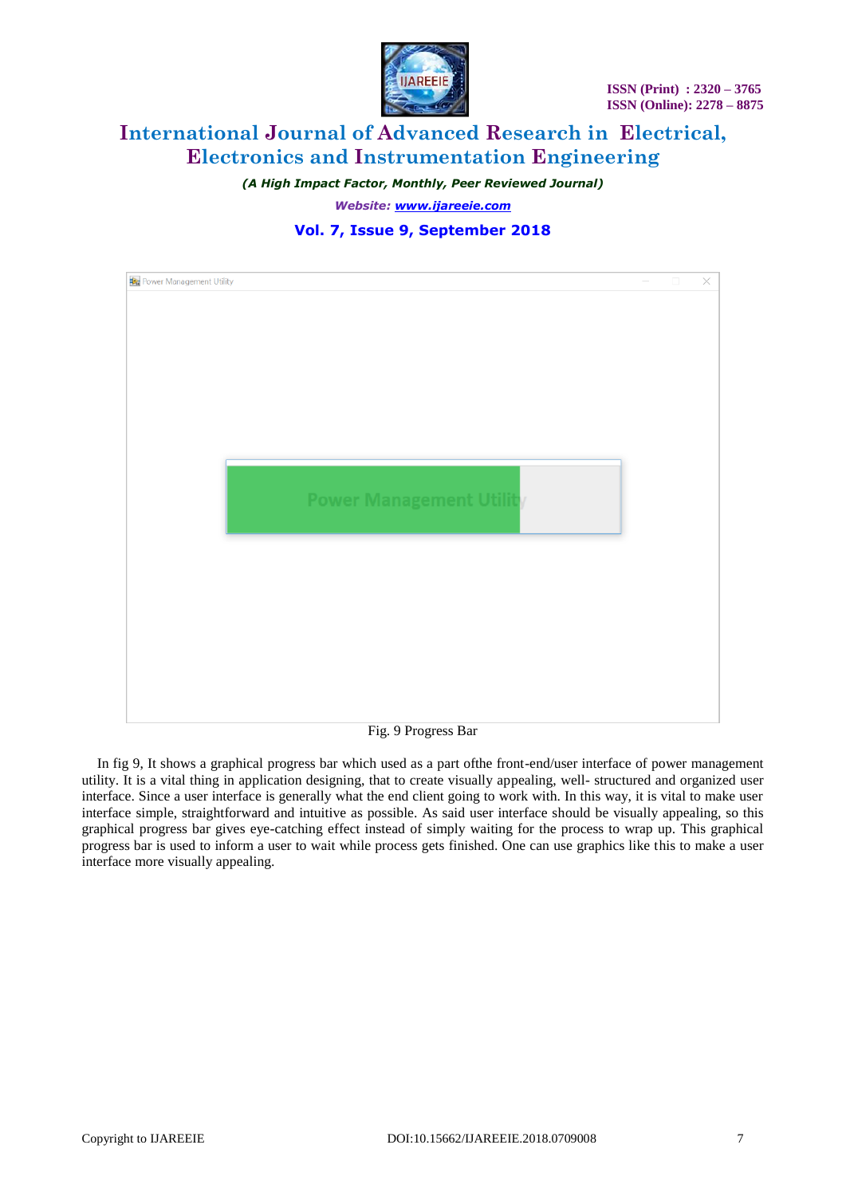Fig. 9 Progress Bar

In fig 9, It shows a graphical progress bar which used as a part ofthe front-end/user interface of power management utility. It is a vital thing in application designing, that to create visually appealing, well- structured and organized user interface. Since a user interface is generally what the end client going to work with. In this way, it is vital to make user interface simple, straightforward and intuitive as possible. As said user interface should be visually appealing, so this graphical progress bar gives eye-catching effect instead of simply waiting for the process to wrap up. This graphical progress bar is used to inform a user to wait while process gets finished. One can use graphics like this to make a user interface more visually appealing.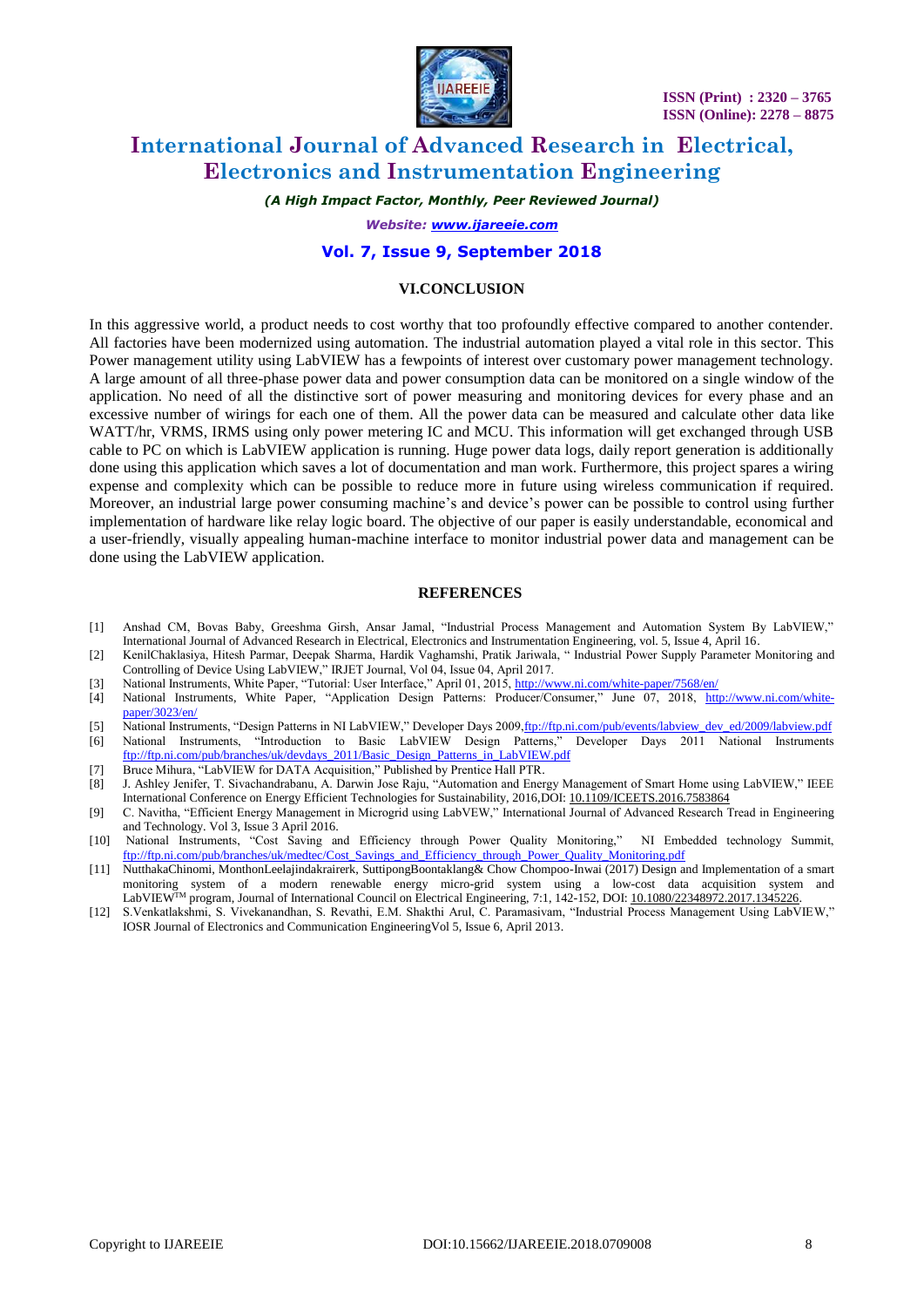## VI.CONCLUSION

In this aggressive world, a product needs to cost worthy that too profoundly effective compared to another contender. All factories have been modernized using automation. The industrial automation played a vital role in this sector. This Power management utility using LabVIEW has a fewpoints of interest over customary power management technology. A large amount of all three-phase power data and power consumption data can be monitored on a single window of the application. No need of all the distinctive sort of power measuring and monitoring devices for every phase and an excessive number of wirings for each one of them. All the power data can be measured and calculate other data like WATT/hr, VRMS, IRMS using only power metering IC and MCU. This information will get exchanged through USB cable to PC on which is LabVIEW application is running. Huge power data logs, daily report generation is additionally done using this application which saves a lot of documentation and man work. Furthermore, this project spares a wiring expense and complexity which can be possible to reduce more in future using wireless communication if required. Moreover, an industrial large power consuming machine's and device's power can be possible to control using further implementation of hardware like relay logic board. The objective of our paper is easily understandable, economical and a user-friendly, visually appealing human-machine interface to monitor industrial power data and management can be done using the LabVIEW application.

## REFERENCES

[1] Anshad CM, Bovas Baby, Greeshma Girsh, Ansar Jamal, "Industrial Process Management and Automation System By LabVIEW," International Journal of Advanced Research in Electrical, Electronics and Instrumentation Engineering, vol. 5, Issue 4, April 16.

[2] KenilChaklasiya, Hitesh Parmar, Deepak Sharma, Hardik Vaghamshi, Pratik Jariwala, " Industrial Power Supply Parameter Monitoring and Controlling of Device Using LabVIEW," IRJET Journal, Vol 04, Issue 04, April 2017.

[3] National Instruments, White Paper, "Tutorial: User Interface," April 01, 2015, http://www.ni.com/white-paper/7568/en/

[4] National Instruments, White Paper, "Application Design Patterns: Producer/Consumer," June 07, 2018, http://www.ni.com/white-paper/3023/en/

[5] National Instruments, "Design Patterns in NI LabVIEW," Developer Days 2009,ftp://ftp.ni.com/pub/events/labview_dev_ed/2009/labview.pdf

[6] National Instruments, "Introduction to Basic LabVIEW Design Patterns," Developer Days 2011 National Instruments ftp://ftp.ni.com/pub/branches/uk/devdays_2011/Basic_Design_Patterns_in_LabVIEW.pdf

[7] Bruce Mihura, "LabVIEW for DATA Acquisition," Published by Prentice Hall PTR.

[8] J. Ashley Jenifer, T. Sivachandrabanu, A. Darwin Jose Raju, "Automation and Energy Management of Smart Home using LabVIEW," IEEE International Conference on Energy Efficient Technologies for Sustainability, 2016,DOI: 10.1109/ICEETS.2016.7583864

[9] C. Navitha, "Efficient Energy Management in Microgrid using LabVEW," International Journal of Advanced Research Tread in Engineering and Technology. Vol 3, Issue 3 April 2016.

[10] National Instruments, "Cost Saving and Efficiency through Power Quality Monitoring," NI Embedded technology Summit, ftp://ftp.ni.com/pub/branches/uk/medtec/Cost_Savings_and_Efficiency_through_Power_Quality_Monitoring.pdf

[11] NutthakaChinomi, MonthonLeelajindakrairerk, SuttipongBoontaklang& Chow Chompoo-Inwai (2017) Design and Implementation of a smart monitoring system of a modern renewable energy micro-grid system using a low-cost data acquisition system and LabVIEW™ program, Journal of International Council on Electrical Engineering, 7:1, 142-152, DOI: 10.1080/22348972.2017.1345226.

[12] S.Venkatlakshmi, S. Vivekanandhan, S. Revathi, E.M. Shakthi Arul, C. Paramasivam, "Industrial Process Management Using LabVIEW," IOSR Journal of Electronics and Communication EngineeringVol 5, Issue 6, April 2013.